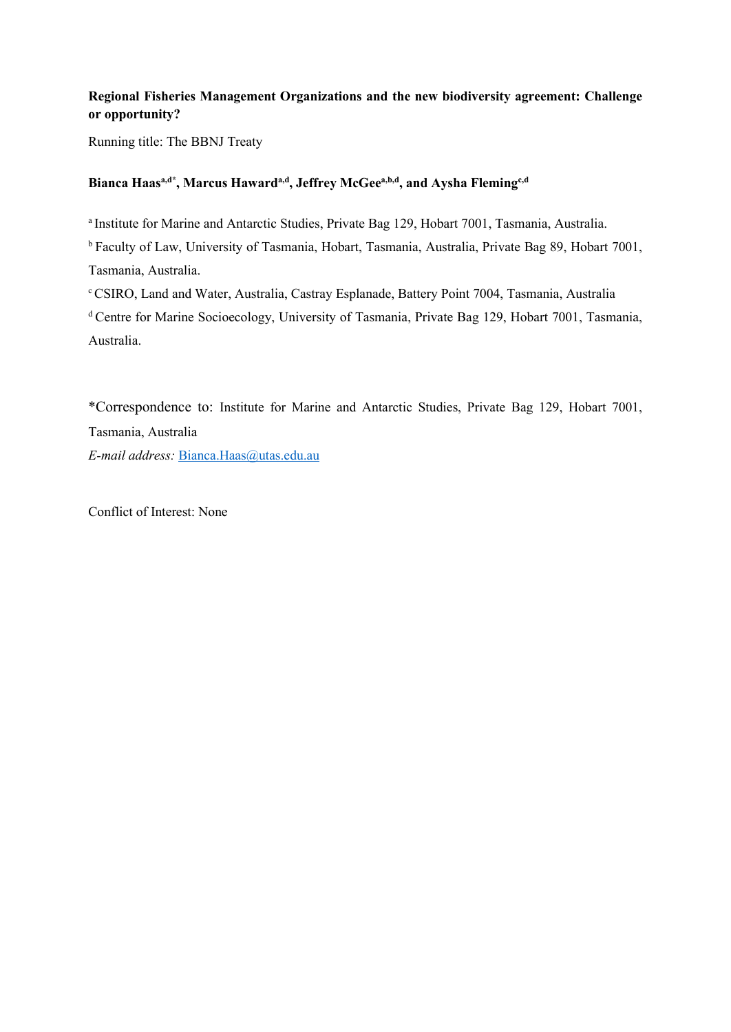**Regional Fisheries Management Organizations and the new biodiversity agreement: Challenge or opportunity?**

Running title: The BBNJ Treaty

**Bianca Haas[a,d*], Marcus Haward[a,d], Jeffrey McGee[a,b,d], and Aysha Fleming[c,d]**

[a] Institute for Marine and Antarctic Studies, Private Bag 129, Hobart 7001, Tasmania, Australia.

[b] Faculty of Law, University of Tasmania, Hobart, Tasmania, Australia, Private Bag 89, Hobart 7001, Tasmania, Australia.

[c] CSIRO, Land and Water, Australia, Castray Esplanade, Battery Point 7004, Tasmania, Australia

[d] Centre for Marine Socioecology, University of Tasmania, Private Bag 129, Hobart 7001, Tasmania, Australia.

*Correspondence to: Institute for Marine and Antarctic Studies, Private Bag 129, Hobart 7001, Tasmania, Australia

*E-mail address:* Bianca.Haas@utas.edu.au

Conflict of Interest: None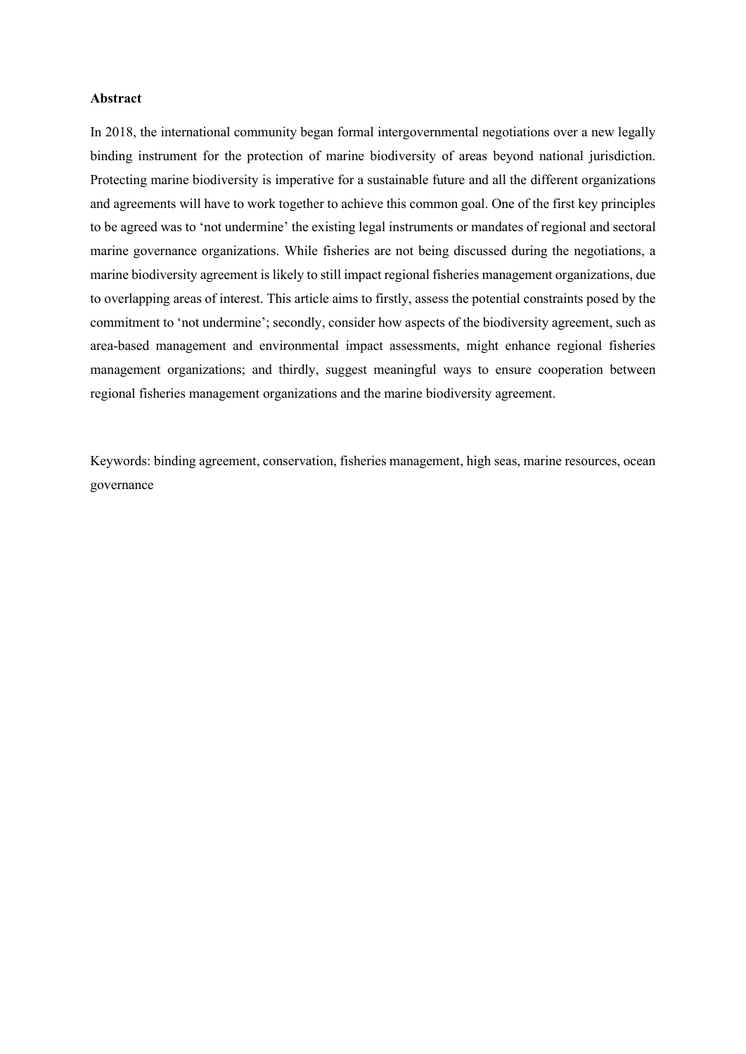**Abstract**

In 2018, the international community began formal intergovernmental negotiations over a new legally binding instrument for the protection of marine biodiversity of areas beyond national jurisdiction. Protecting marine biodiversity is imperative for a sustainable future and all the different organizations and agreements will have to work together to achieve this common goal. One of the first key principles to be agreed was to 'not undermine' the existing legal instruments or mandates of regional and sectoral marine governance organizations. While fisheries are not being discussed during the negotiations, a marine biodiversity agreement is likely to still impact regional fisheries management organizations, due to overlapping areas of interest. This article aims to firstly, assess the potential constraints posed by the commitment to 'not undermine'; secondly, consider how aspects of the biodiversity agreement, such as area-based management and environmental impact assessments, might enhance regional fisheries management organizations; and thirdly, suggest meaningful ways to ensure cooperation between regional fisheries management organizations and the marine biodiversity agreement.

Keywords: binding agreement, conservation, fisheries management, high seas, marine resources, ocean governance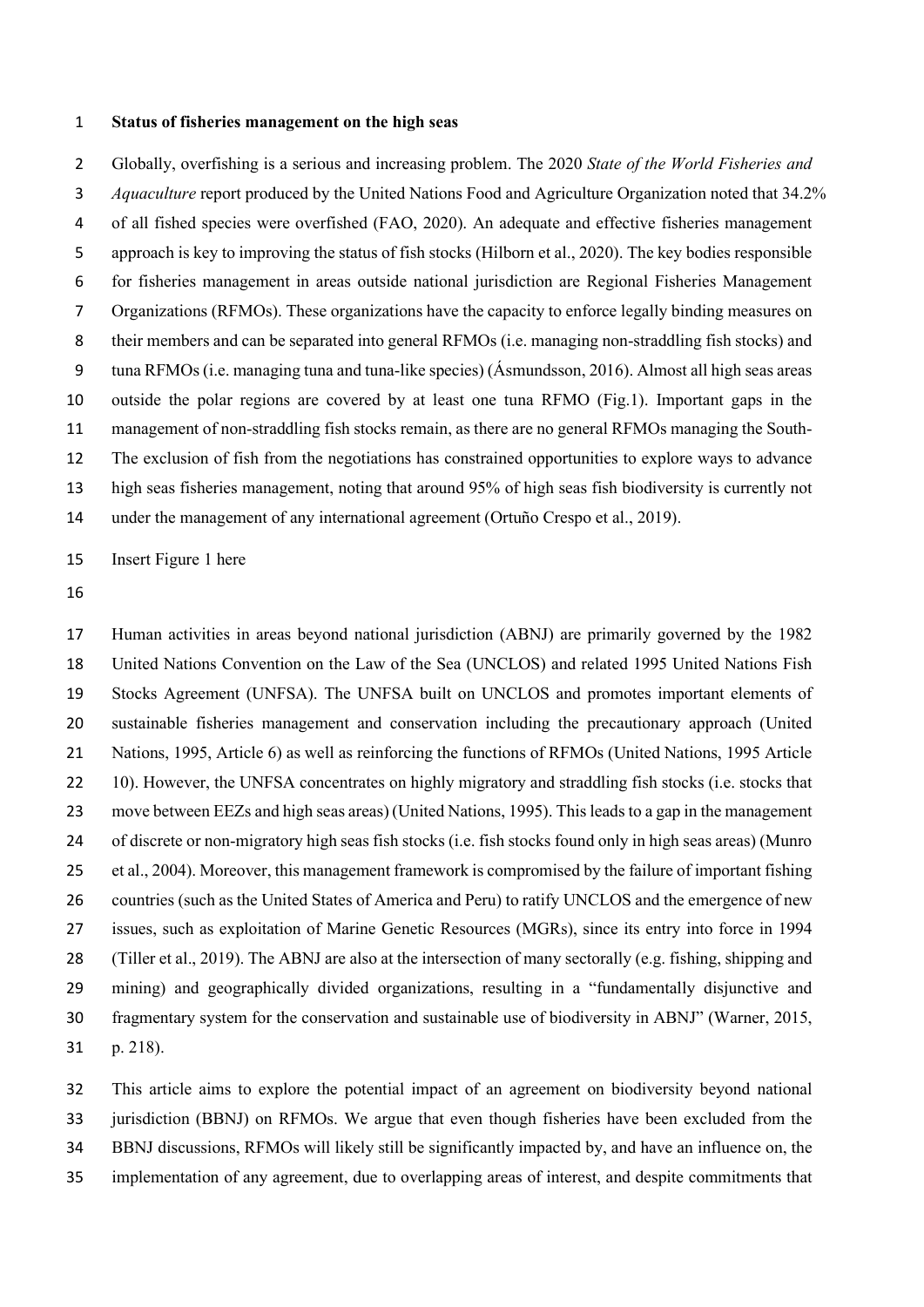**Status of fisheries management on the high seas**

Globally, overfishing is a serious and increasing problem. The 2020 *State of the World Fisheries and Aquaculture* report produced by the United Nations Food and Agriculture Organization noted that 34.2% of all fished species were overfished (FAO, 2020). An adequate and effective fisheries management approach is key to improving the status of fish stocks (Hilborn et al., 2020). The key bodies responsible for fisheries management in areas outside national jurisdiction are Regional Fisheries Management Organizations (RFMOs). These organizations have the capacity to enforce legally binding measures on their members and can be separated into general RFMOs (i.e. managing non-straddling fish stocks) and tuna RFMOs (i.e. managing tuna and tuna-like species) (Ásmundsson, 2016). Almost all high seas areas outside the polar regions are covered by at least one tuna RFMO (Fig.1). Important gaps in the management of non-straddling fish stocks remain, as there are no general RFMOs managing the South-The exclusion of fish from the negotiations has constrained opportunities to explore ways to advance high seas fisheries management, noting that around 95% of high seas fish biodiversity is currently not under the management of any international agreement (Ortuño Crespo et al., 2019).

Insert Figure 1 here

Human activities in areas beyond national jurisdiction (ABNJ) are primarily governed by the 1982 United Nations Convention on the Law of the Sea (UNCLOS) and related 1995 United Nations Fish Stocks Agreement (UNFSA). The UNFSA built on UNCLOS and promotes important elements of sustainable fisheries management and conservation including the precautionary approach (United Nations, 1995, Article 6) as well as reinforcing the functions of RFMOs (United Nations, 1995 Article 10). However, the UNFSA concentrates on highly migratory and straddling fish stocks (i.e. stocks that move between EEZs and high seas areas) (United Nations, 1995). This leads to a gap in the management of discrete or non-migratory high seas fish stocks (i.e. fish stocks found only in high seas areas) (Munro et al., 2004). Moreover, this management framework is compromised by the failure of important fishing countries (such as the United States of America and Peru) to ratify UNCLOS and the emergence of new issues, such as exploitation of Marine Genetic Resources (MGRs), since its entry into force in 1994 (Tiller et al., 2019). The ABNJ are also at the intersection of many sectorally (e.g. fishing, shipping and mining) and geographically divided organizations, resulting in a "fundamentally disjunctive and fragmentary system for the conservation and sustainable use of biodiversity in ABNJ" (Warner, 2015, p. 218).

This article aims to explore the potential impact of an agreement on biodiversity beyond national jurisdiction (BBNJ) on RFMOs. We argue that even though fisheries have been excluded from the BBNJ discussions, RFMOs will likely still be significantly impacted by, and have an influence on, the implementation of any agreement, due to overlapping areas of interest, and despite commitments that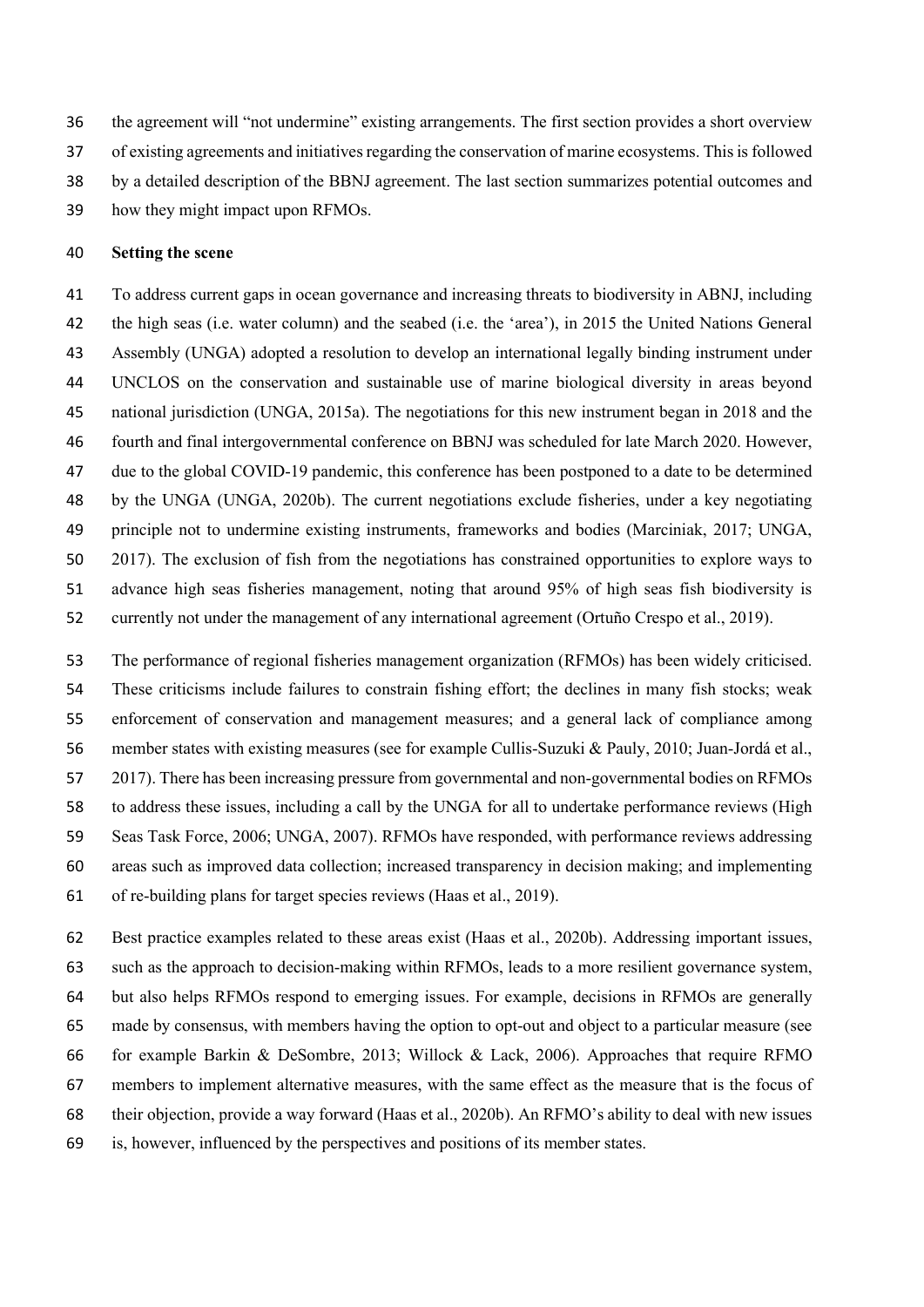the agreement will "not undermine" existing arrangements. The first section provides a short overview of existing agreements and initiatives regarding the conservation of marine ecosystems. This is followed by a detailed description of the BBNJ agreement. The last section summarizes potential outcomes and how they might impact upon RFMOs.

## Setting the scene

To address current gaps in ocean governance and increasing threats to biodiversity in ABNJ, including the high seas (i.e. water column) and the seabed (i.e. the 'area'), in 2015 the United Nations General Assembly (UNGA) adopted a resolution to develop an international legally binding instrument under UNCLOS on the conservation and sustainable use of marine biological diversity in areas beyond national jurisdiction (UNGA, 2015a). The negotiations for this new instrument began in 2018 and the fourth and final intergovernmental conference on BBNJ was scheduled for late March 2020. However, due to the global COVID-19 pandemic, this conference has been postponed to a date to be determined by the UNGA (UNGA, 2020b). The current negotiations exclude fisheries, under a key negotiating principle not to undermine existing instruments, frameworks and bodies (Marciniak, 2017; UNGA, 2017). The exclusion of fish from the negotiations has constrained opportunities to explore ways to advance high seas fisheries management, noting that around 95% of high seas fish biodiversity is currently not under the management of any international agreement (Ortuño Crespo et al., 2019).

The performance of regional fisheries management organization (RFMOs) has been widely criticised. These criticisms include failures to constrain fishing effort; the declines in many fish stocks; weak enforcement of conservation and management measures; and a general lack of compliance among member states with existing measures (see for example Cullis-Suzuki & Pauly, 2010; Juan-Jordá et al., 2017). There has been increasing pressure from governmental and non-governmental bodies on RFMOs to address these issues, including a call by the UNGA for all to undertake performance reviews (High Seas Task Force, 2006; UNGA, 2007). RFMOs have responded, with performance reviews addressing areas such as improved data collection; increased transparency in decision making; and implementing of re-building plans for target species reviews (Haas et al., 2019).

Best practice examples related to these areas exist (Haas et al., 2020b). Addressing important issues, such as the approach to decision-making within RFMOs, leads to a more resilient governance system, but also helps RFMOs respond to emerging issues. For example, decisions in RFMOs are generally made by consensus, with members having the option to opt-out and object to a particular measure (see for example Barkin & DeSombre, 2013; Willock & Lack, 2006). Approaches that require RFMO members to implement alternative measures, with the same effect as the measure that is the focus of their objection, provide a way forward (Haas et al., 2020b). An RFMO's ability to deal with new issues is, however, influenced by the perspectives and positions of its member states.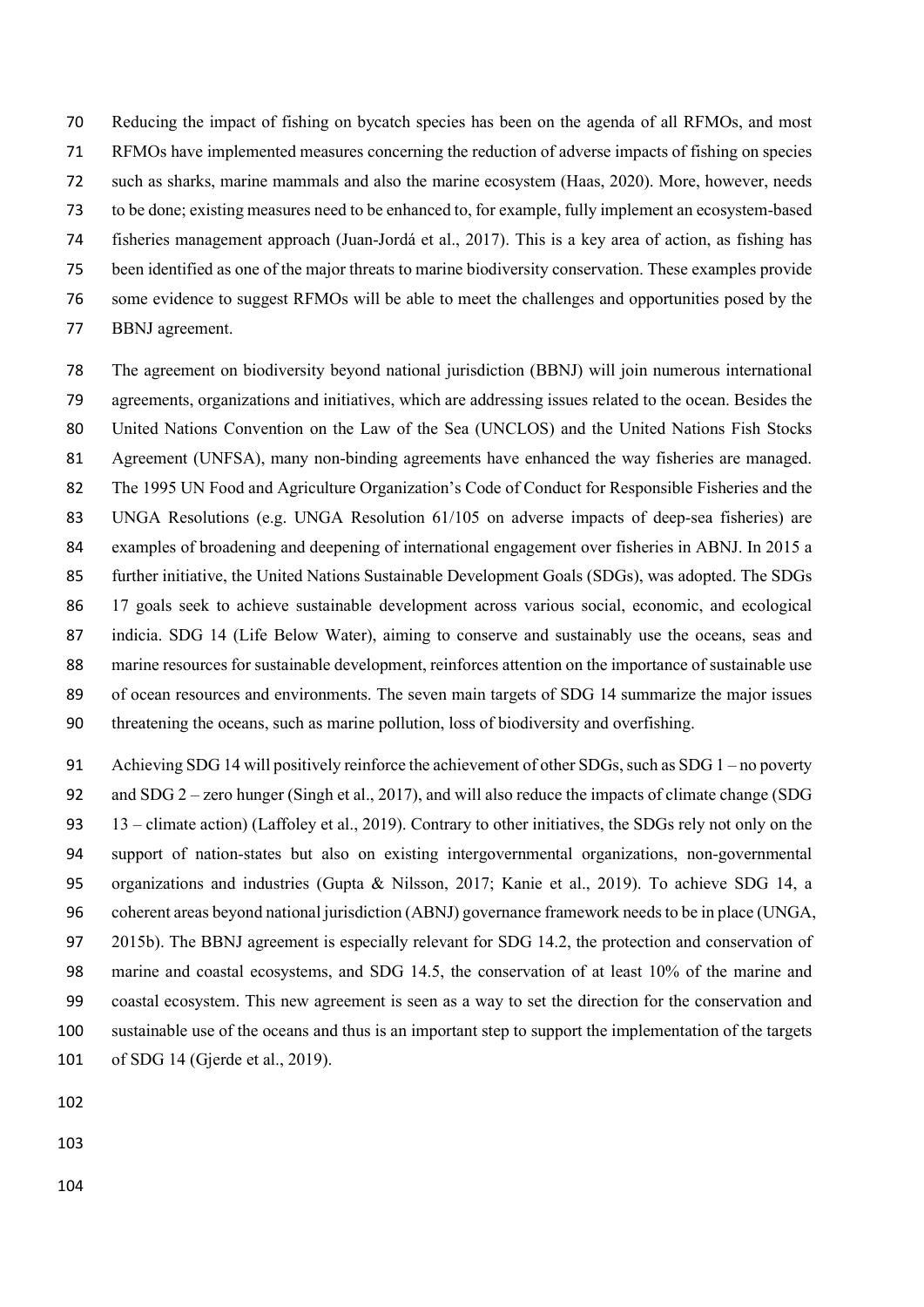Reducing the impact of fishing on bycatch species has been on the agenda of all RFMOs, and most RFMOs have implemented measures concerning the reduction of adverse impacts of fishing on species such as sharks, marine mammals and also the marine ecosystem (Haas, 2020). More, however, needs to be done; existing measures need to be enhanced to, for example, fully implement an ecosystem-based fisheries management approach (Juan-Jordá et al., 2017). This is a key area of action, as fishing has been identified as one of the major threats to marine biodiversity conservation. These examples provide some evidence to suggest RFMOs will be able to meet the challenges and opportunities posed by the BBNJ agreement.

The agreement on biodiversity beyond national jurisdiction (BBNJ) will join numerous international agreements, organizations and initiatives, which are addressing issues related to the ocean. Besides the United Nations Convention on the Law of the Sea (UNCLOS) and the United Nations Fish Stocks Agreement (UNFSA), many non-binding agreements have enhanced the way fisheries are managed. The 1995 UN Food and Agriculture Organization's Code of Conduct for Responsible Fisheries and the UNGA Resolutions (e.g. UNGA Resolution 61/105 on adverse impacts of deep-sea fisheries) are examples of broadening and deepening of international engagement over fisheries in ABNJ. In 2015 a further initiative, the United Nations Sustainable Development Goals (SDGs), was adopted. The SDGs 17 goals seek to achieve sustainable development across various social, economic, and ecological indicia. SDG 14 (Life Below Water), aiming to conserve and sustainably use the oceans, seas and marine resources for sustainable development, reinforces attention on the importance of sustainable use of ocean resources and environments. The seven main targets of SDG 14 summarize the major issues threatening the oceans, such as marine pollution, loss of biodiversity and overfishing.

Achieving SDG 14 will positively reinforce the achievement of other SDGs, such as SDG 1 – no poverty and SDG 2 – zero hunger (Singh et al., 2017), and will also reduce the impacts of climate change (SDG 13 – climate action) (Laffoley et al., 2019). Contrary to other initiatives, the SDGs rely not only on the support of nation-states but also on existing intergovernmental organizations, non-governmental organizations and industries (Gupta & Nilsson, 2017; Kanie et al., 2019). To achieve SDG 14, a coherent areas beyond national jurisdiction (ABNJ) governance framework needs to be in place (UNGA, 2015b). The BBNJ agreement is especially relevant for SDG 14.2, the protection and conservation of marine and coastal ecosystems, and SDG 14.5, the conservation of at least 10% of the marine and coastal ecosystem. This new agreement is seen as a way to set the direction for the conservation and sustainable use of the oceans and thus is an important step to support the implementation of the targets of SDG 14 (Gjerde et al., 2019).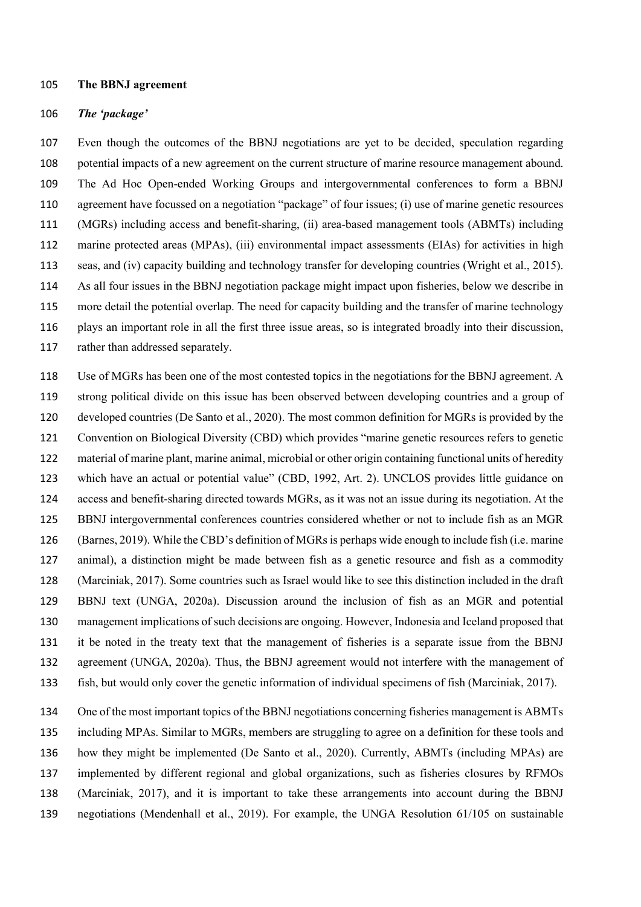## The BBNJ agreement

### *The 'package'*

Even though the outcomes of the BBNJ negotiations are yet to be decided, speculation regarding potential impacts of a new agreement on the current structure of marine resource management abound. The Ad Hoc Open-ended Working Groups and intergovernmental conferences to form a BBNJ agreement have focussed on a negotiation "package" of four issues; (i) use of marine genetic resources (MGRs) including access and benefit-sharing, (ii) area-based management tools (ABMTs) including marine protected areas (MPAs), (iii) environmental impact assessments (EIAs) for activities in high seas, and (iv) capacity building and technology transfer for developing countries (Wright et al., 2015). As all four issues in the BBNJ negotiation package might impact upon fisheries, below we describe in more detail the potential overlap. The need for capacity building and the transfer of marine technology plays an important role in all the first three issue areas, so is integrated broadly into their discussion, rather than addressed separately.

Use of MGRs has been one of the most contested topics in the negotiations for the BBNJ agreement. A strong political divide on this issue has been observed between developing countries and a group of developed countries (De Santo et al., 2020). The most common definition for MGRs is provided by the Convention on Biological Diversity (CBD) which provides "marine genetic resources refers to genetic material of marine plant, marine animal, microbial or other origin containing functional units of heredity which have an actual or potential value" (CBD, 1992, Art. 2). UNCLOS provides little guidance on access and benefit-sharing directed towards MGRs, as it was not an issue during its negotiation. At the BBNJ intergovernmental conferences countries considered whether or not to include fish as an MGR (Barnes, 2019). While the CBD's definition of MGRs is perhaps wide enough to include fish (i.e. marine animal), a distinction might be made between fish as a genetic resource and fish as a commodity (Marciniak, 2017). Some countries such as Israel would like to see this distinction included in the draft BBNJ text (UNGA, 2020a). Discussion around the inclusion of fish as an MGR and potential management implications of such decisions are ongoing. However, Indonesia and Iceland proposed that it be noted in the treaty text that the management of fisheries is a separate issue from the BBNJ agreement (UNGA, 2020a). Thus, the BBNJ agreement would not interfere with the management of fish, but would only cover the genetic information of individual specimens of fish (Marciniak, 2017).

One of the most important topics of the BBNJ negotiations concerning fisheries management is ABMTs including MPAs. Similar to MGRs, members are struggling to agree on a definition for these tools and how they might be implemented (De Santo et al., 2020). Currently, ABMTs (including MPAs) are implemented by different regional and global organizations, such as fisheries closures by RFMOs (Marciniak, 2017), and it is important to take these arrangements into account during the BBNJ negotiations (Mendenhall et al., 2019). For example, the UNGA Resolution 61/105 on sustainable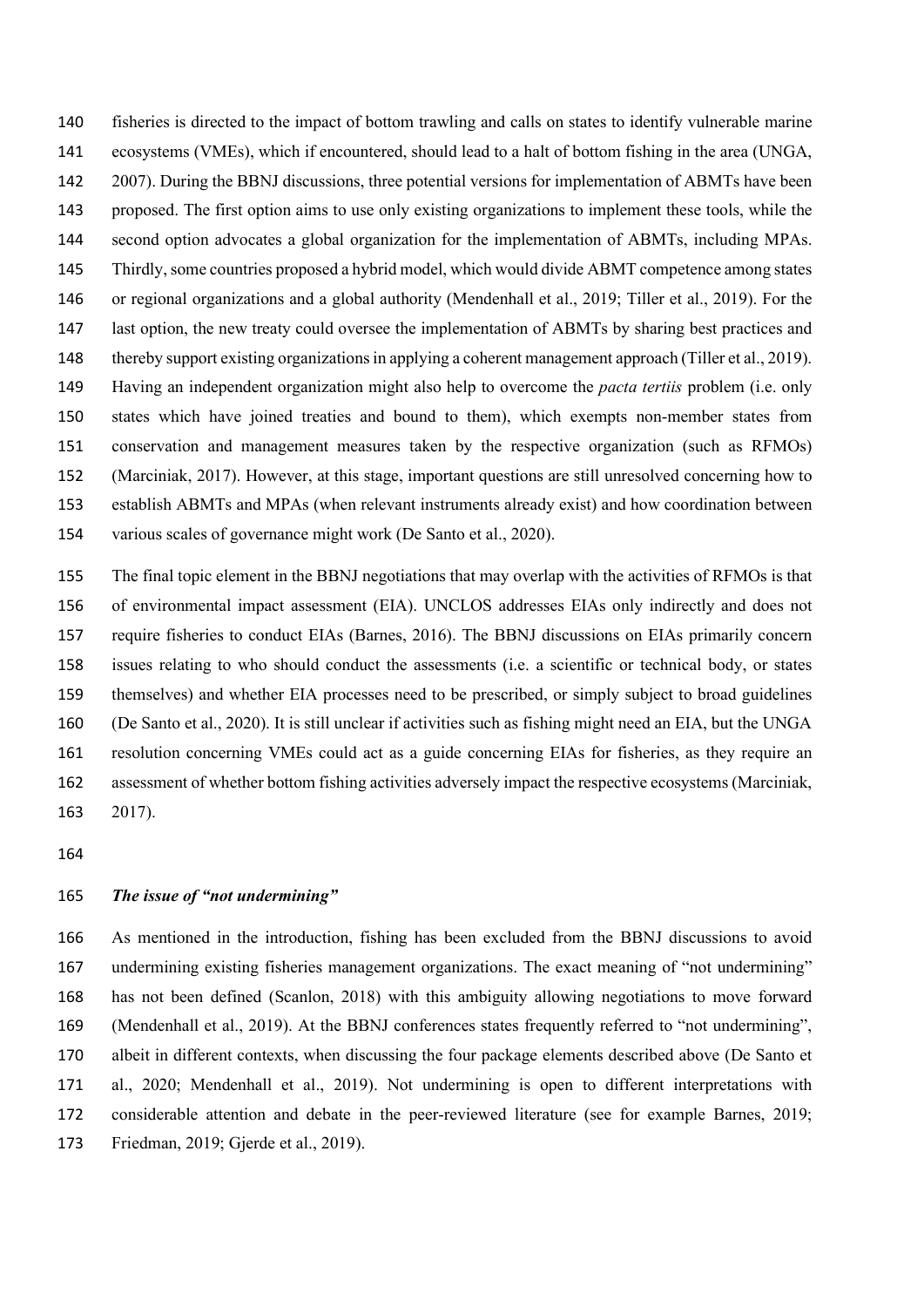fisheries is directed to the impact of bottom trawling and calls on states to identify vulnerable marine ecosystems (VMEs), which if encountered, should lead to a halt of bottom fishing in the area (UNGA, 2007). During the BBNJ discussions, three potential versions for implementation of ABMTs have been proposed. The first option aims to use only existing organizations to implement these tools, while the second option advocates a global organization for the implementation of ABMTs, including MPAs. Thirdly, some countries proposed a hybrid model, which would divide ABMT competence among states or regional organizations and a global authority (Mendenhall et al., 2019; Tiller et al., 2019). For the last option, the new treaty could oversee the implementation of ABMTs by sharing best practices and thereby support existing organizations in applying a coherent management approach (Tiller et al., 2019). Having an independent organization might also help to overcome the *pacta tertiis* problem (i.e. only states which have joined treaties and bound to them), which exempts non-member states from conservation and management measures taken by the respective organization (such as RFMOs) (Marciniak, 2017). However, at this stage, important questions are still unresolved concerning how to establish ABMTs and MPAs (when relevant instruments already exist) and how coordination between various scales of governance might work (De Santo et al., 2020).

The final topic element in the BBNJ negotiations that may overlap with the activities of RFMOs is that of environmental impact assessment (EIA). UNCLOS addresses EIAs only indirectly and does not require fisheries to conduct EIAs (Barnes, 2016). The BBNJ discussions on EIAs primarily concern issues relating to who should conduct the assessments (i.e. a scientific or technical body, or states themselves) and whether EIA processes need to be prescribed, or simply subject to broad guidelines (De Santo et al., 2020). It is still unclear if activities such as fishing might need an EIA, but the UNGA resolution concerning VMEs could act as a guide concerning EIAs for fisheries, as they require an assessment of whether bottom fishing activities adversely impact the respective ecosystems (Marciniak, 2017).

### *The issue of "not undermining"*

As mentioned in the introduction, fishing has been excluded from the BBNJ discussions to avoid undermining existing fisheries management organizations. The exact meaning of "not undermining" has not been defined (Scanlon, 2018) with this ambiguity allowing negotiations to move forward (Mendenhall et al., 2019). At the BBNJ conferences states frequently referred to "not undermining", albeit in different contexts, when discussing the four package elements described above (De Santo et al., 2020; Mendenhall et al., 2019). Not undermining is open to different interpretations with considerable attention and debate in the peer-reviewed literature (see for example Barnes, 2019; Friedman, 2019; Gjerde et al., 2019).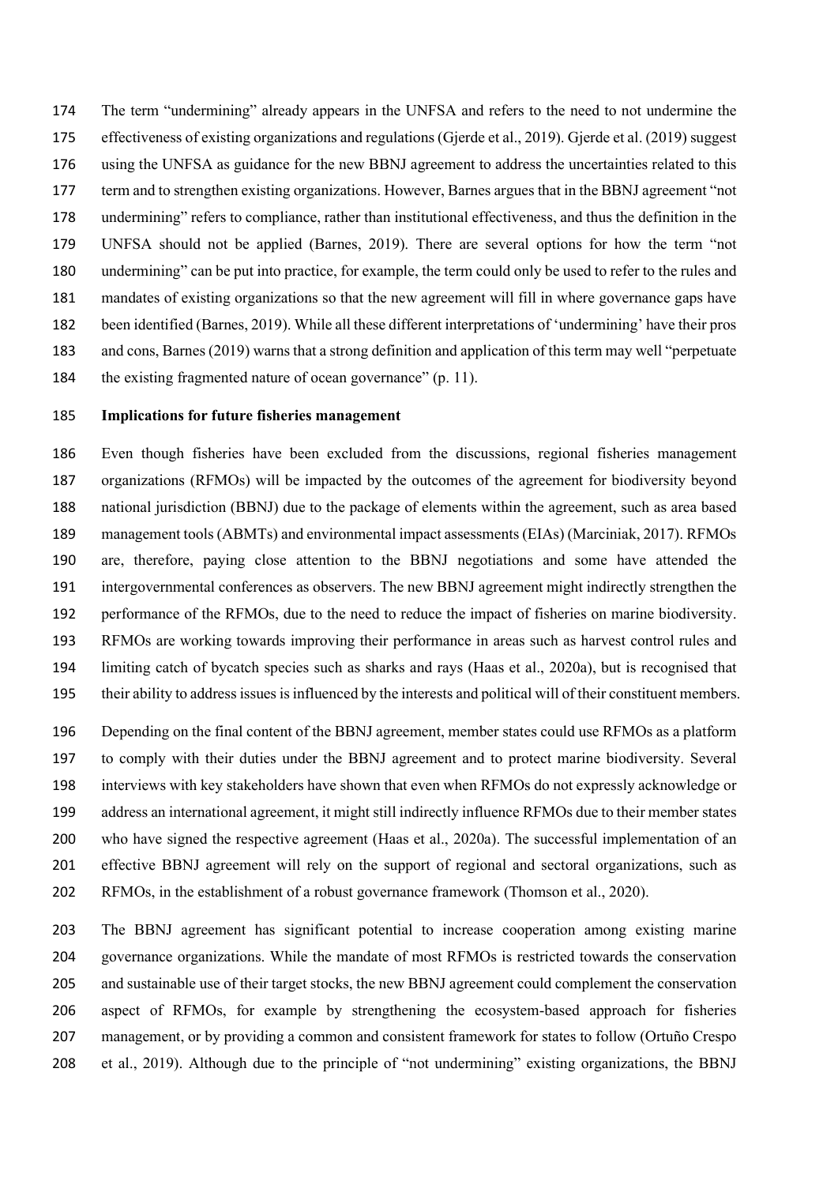The term "undermining" already appears in the UNFSA and refers to the need to not undermine the effectiveness of existing organizations and regulations (Gjerde et al., 2019). Gjerde et al. (2019) suggest using the UNFSA as guidance for the new BBNJ agreement to address the uncertainties related to this term and to strengthen existing organizations. However, Barnes argues that in the BBNJ agreement "not undermining" refers to compliance, rather than institutional effectiveness, and thus the definition in the UNFSA should not be applied (Barnes, 2019). There are several options for how the term "not undermining" can be put into practice, for example, the term could only be used to refer to the rules and mandates of existing organizations so that the new agreement will fill in where governance gaps have been identified (Barnes, 2019). While all these different interpretations of 'undermining' have their pros and cons, Barnes (2019) warns that a strong definition and application of this term may well "perpetuate the existing fragmented nature of ocean governance" (p. 11).

**Implications for future fisheries management**

Even though fisheries have been excluded from the discussions, regional fisheries management organizations (RFMOs) will be impacted by the outcomes of the agreement for biodiversity beyond national jurisdiction (BBNJ) due to the package of elements within the agreement, such as area based management tools (ABMTs) and environmental impact assessments (EIAs) (Marciniak, 2017). RFMOs are, therefore, paying close attention to the BBNJ negotiations and some have attended the intergovernmental conferences as observers. The new BBNJ agreement might indirectly strengthen the performance of the RFMOs, due to the need to reduce the impact of fisheries on marine biodiversity. RFMOs are working towards improving their performance in areas such as harvest control rules and limiting catch of bycatch species such as sharks and rays (Haas et al., 2020a), but is recognised that their ability to address issues is influenced by the interests and political will of their constituent members.

Depending on the final content of the BBNJ agreement, member states could use RFMOs as a platform to comply with their duties under the BBNJ agreement and to protect marine biodiversity. Several interviews with key stakeholders have shown that even when RFMOs do not expressly acknowledge or address an international agreement, it might still indirectly influence RFMOs due to their member states who have signed the respective agreement (Haas et al., 2020a). The successful implementation of an effective BBNJ agreement will rely on the support of regional and sectoral organizations, such as RFMOs, in the establishment of a robust governance framework (Thomson et al., 2020).

The BBNJ agreement has significant potential to increase cooperation among existing marine governance organizations. While the mandate of most RFMOs is restricted towards the conservation and sustainable use of their target stocks, the new BBNJ agreement could complement the conservation aspect of RFMOs, for example by strengthening the ecosystem-based approach for fisheries management, or by providing a common and consistent framework for states to follow (Ortuño Crespo et al., 2019). Although due to the principle of "not undermining" existing organizations, the BBNJ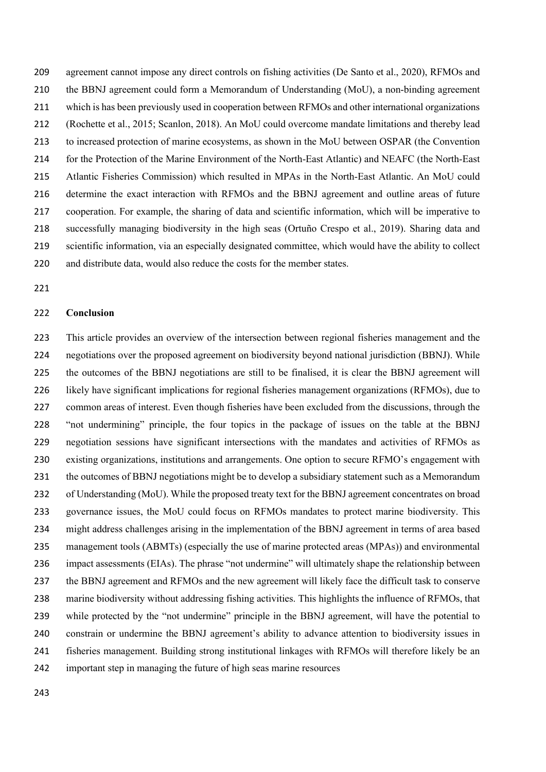agreement cannot impose any direct controls on fishing activities (De Santo et al., 2020), RFMOs and the BBNJ agreement could form a Memorandum of Understanding (MoU), a non-binding agreement which is has been previously used in cooperation between RFMOs and other international organizations (Rochette et al., 2015; Scanlon, 2018). An MoU could overcome mandate limitations and thereby lead to increased protection of marine ecosystems, as shown in the MoU between OSPAR (the Convention for the Protection of the Marine Environment of the North-East Atlantic) and NEAFC (the North-East Atlantic Fisheries Commission) which resulted in MPAs in the North-East Atlantic. An MoU could determine the exact interaction with RFMOs and the BBNJ agreement and outline areas of future cooperation. For example, the sharing of data and scientific information, which will be imperative to successfully managing biodiversity in the high seas (Ortuño Crespo et al., 2019). Sharing data and scientific information, via an especially designated committee, which would have the ability to collect and distribute data, would also reduce the costs for the member states.

## Conclusion

This article provides an overview of the intersection between regional fisheries management and the negotiations over the proposed agreement on biodiversity beyond national jurisdiction (BBNJ). While the outcomes of the BBNJ negotiations are still to be finalised, it is clear the BBNJ agreement will likely have significant implications for regional fisheries management organizations (RFMOs), due to common areas of interest. Even though fisheries have been excluded from the discussions, through the "not undermining" principle, the four topics in the package of issues on the table at the BBNJ negotiation sessions have significant intersections with the mandates and activities of RFMOs as existing organizations, institutions and arrangements. One option to secure RFMO's engagement with the outcomes of BBNJ negotiations might be to develop a subsidiary statement such as a Memorandum of Understanding (MoU). While the proposed treaty text for the BBNJ agreement concentrates on broad governance issues, the MoU could focus on RFMOs mandates to protect marine biodiversity. This might address challenges arising in the implementation of the BBNJ agreement in terms of area based management tools (ABMTs) (especially the use of marine protected areas (MPAs)) and environmental impact assessments (EIAs). The phrase "not undermine" will ultimately shape the relationship between the BBNJ agreement and RFMOs and the new agreement will likely face the difficult task to conserve marine biodiversity without addressing fishing activities. This highlights the influence of RFMOs, that while protected by the "not undermine" principle in the BBNJ agreement, will have the potential to constrain or undermine the BBNJ agreement's ability to advance attention to biodiversity issues in fisheries management. Building strong institutional linkages with RFMOs will therefore likely be an important step in managing the future of high seas marine resources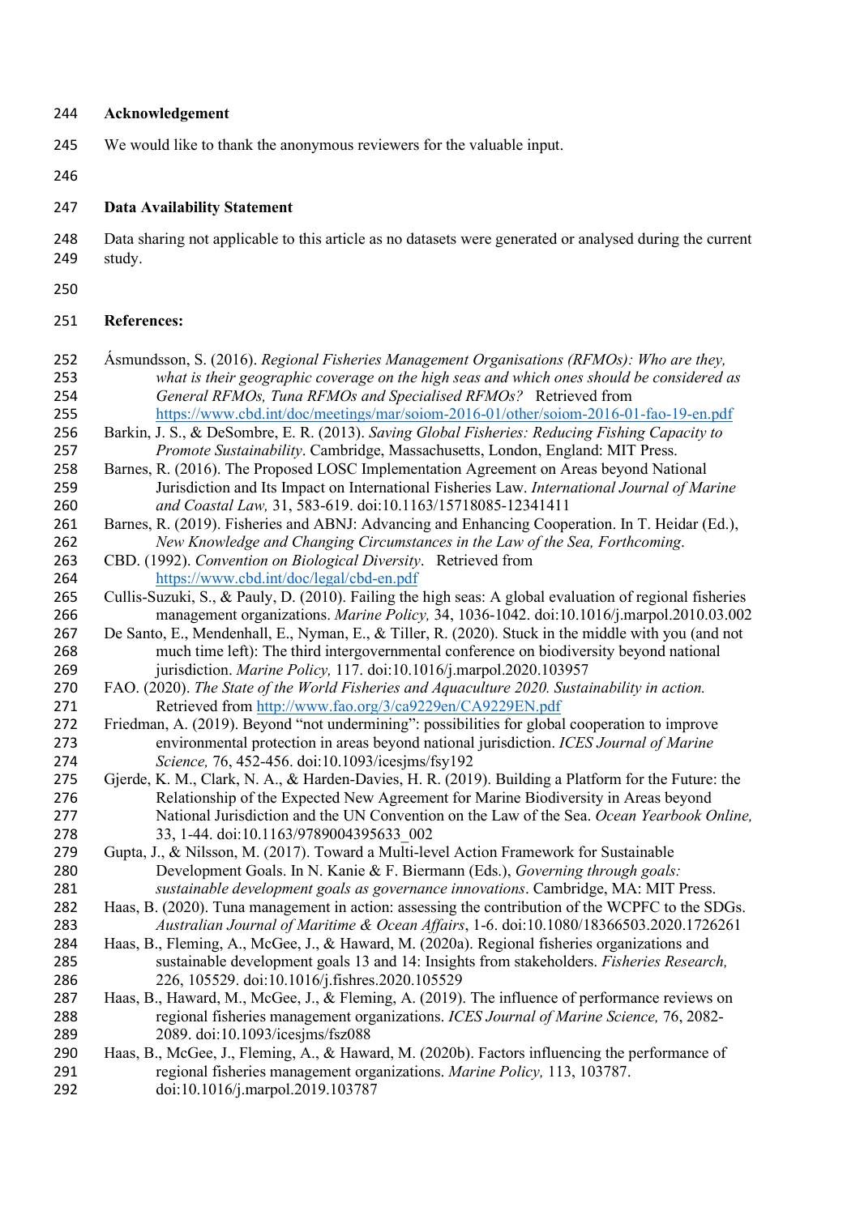## Acknowledgement

We would like to thank the anonymous reviewers for the valuable input.

## Data Availability Statement

Data sharing not applicable to this article as no datasets were generated or analysed during the current study.

## References:

Ásmundsson, S. (2016). *Regional Fisheries Management Organisations (RFMOs): Who are they, what is their geographic coverage on the high seas and which ones should be considered as General RFMOs, Tuna RFMOs and Specialised RFMOs?* Retrieved from https://www.cbd.int/doc/meetings/mar/soiom-2016-01/other/soiom-2016-01-fao-19-en.pdf

Barkin, J. S., & DeSombre, E. R. (2013). *Saving Global Fisheries: Reducing Fishing Capacity to Promote Sustainability*. Cambridge, Massachusetts, London, England: MIT Press.

Barnes, R. (2016). The Proposed LOSC Implementation Agreement on Areas beyond National Jurisdiction and Its Impact on International Fisheries Law. *International Journal of Marine and Coastal Law,* 31, 583-619. doi:10.1163/15718085-12341411

Barnes, R. (2019). Fisheries and ABNJ: Advancing and Enhancing Cooperation. In T. Heidar (Ed.), *New Knowledge and Changing Circumstances in the Law of the Sea, Forthcoming*.

CBD. (1992). *Convention on Biological Diversity*. Retrieved from https://www.cbd.int/doc/legal/cbd-en.pdf

Cullis-Suzuki, S., & Pauly, D. (2010). Failing the high seas: A global evaluation of regional fisheries management organizations. *Marine Policy,* 34, 1036-1042. doi:10.1016/j.marpol.2010.03.002

De Santo, E., Mendenhall, E., Nyman, E., & Tiller, R. (2020). Stuck in the middle with you (and not much time left): The third intergovernmental conference on biodiversity beyond national jurisdiction. *Marine Policy,* 117. doi:10.1016/j.marpol.2020.103957

FAO. (2020). *The State of the World Fisheries and Aquaculture 2020. Sustainability in action.* Retrieved from http://www.fao.org/3/ca9229en/CA9229EN.pdf

Friedman, A. (2019). Beyond "not undermining": possibilities for global cooperation to improve environmental protection in areas beyond national jurisdiction. *ICES Journal of Marine Science,* 76, 452-456. doi:10.1093/icesjms/fsy192

Gjerde, K. M., Clark, N. A., & Harden-Davies, H. R. (2019). Building a Platform for the Future: the Relationship of the Expected New Agreement for Marine Biodiversity in Areas beyond National Jurisdiction and the UN Convention on the Law of the Sea. *Ocean Yearbook Online,* 33, 1-44. doi:10.1163/9789004395633_002

Gupta, J., & Nilsson, M. (2017). Toward a Multi-level Action Framework for Sustainable Development Goals. In N. Kanie & F. Biermann (Eds.), *Governing through goals: sustainable development goals as governance innovations*. Cambridge, MA: MIT Press.

Haas, B. (2020). Tuna management in action: assessing the contribution of the WCPFC to the SDGs. *Australian Journal of Maritime & Ocean Affairs*, 1-6. doi:10.1080/18366503.2020.1726261

Haas, B., Fleming, A., McGee, J., & Haward, M. (2020a). Regional fisheries organizations and sustainable development goals 13 and 14: Insights from stakeholders. *Fisheries Research,* 226, 105529. doi:10.1016/j.fishres.2020.105529

Haas, B., Haward, M., McGee, J., & Fleming, A. (2019). The influence of performance reviews on regional fisheries management organizations. *ICES Journal of Marine Science,* 76, 2082-2089. doi:10.1093/icesjms/fsz088

Haas, B., McGee, J., Fleming, A., & Haward, M. (2020b). Factors influencing the performance of regional fisheries management organizations. *Marine Policy,* 113, 103787. doi:10.1016/j.marpol.2019.103787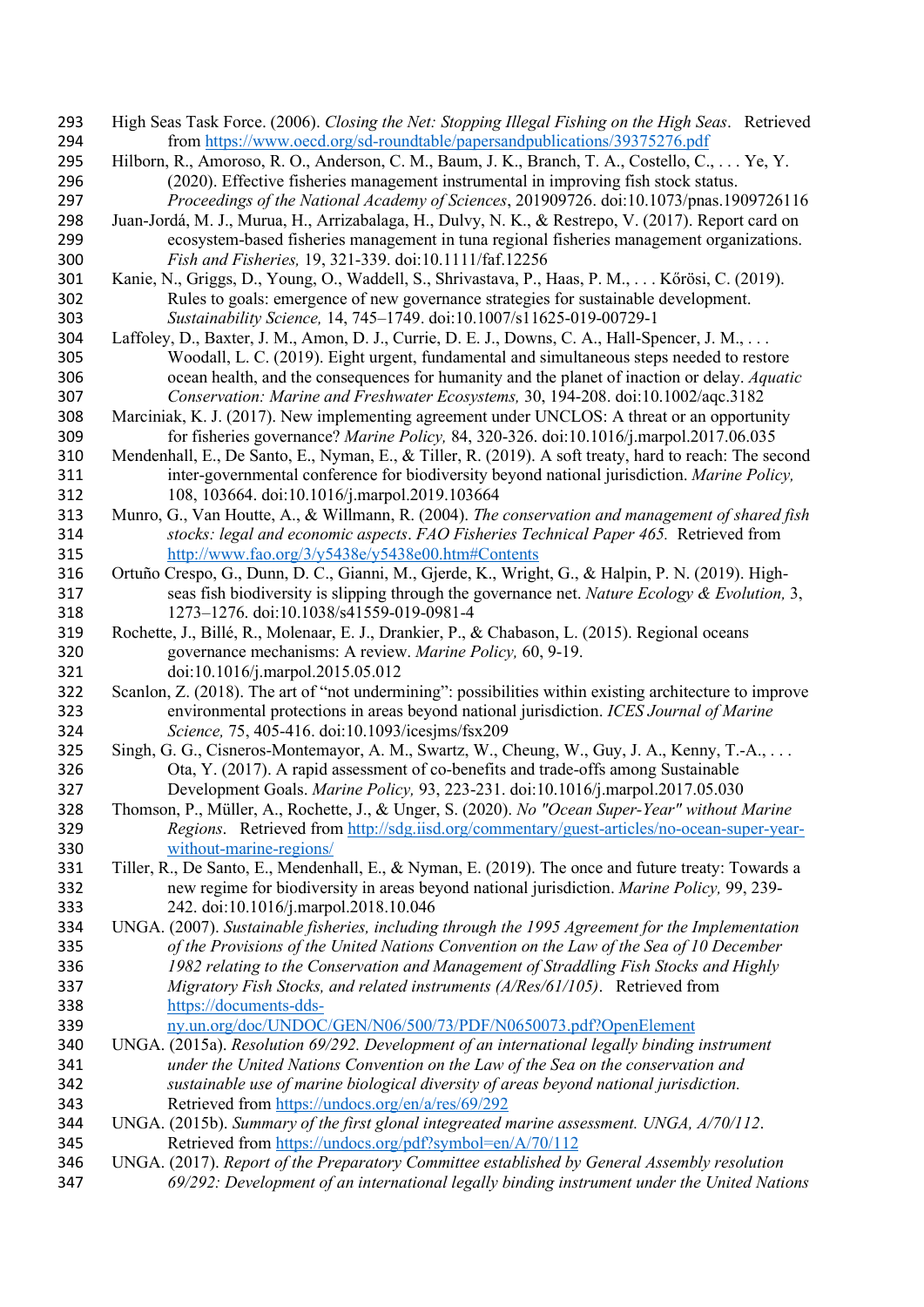High Seas Task Force. (2006). *Closing the Net: Stopping Illegal Fishing on the High Seas*. Retrieved from https://www.oecd.org/sd-roundtable/papersandpublications/39375276.pdf

Hilborn, R., Amoroso, R. O., Anderson, C. M., Baum, J. K., Branch, T. A., Costello, C., . . . Ye, Y. (2020). Effective fisheries management instrumental in improving fish stock status. *Proceedings of the National Academy of Sciences*, 201909726. doi:10.1073/pnas.1909726116

Juan-Jordá, M. J., Murua, H., Arrizabalaga, H., Dulvy, N. K., & Restrepo, V. (2017). Report card on ecosystem-based fisheries management in tuna regional fisheries management organizations. *Fish and Fisheries,* 19, 321-339. doi:10.1111/faf.12256

Kanie, N., Griggs, D., Young, O., Waddell, S., Shrivastava, P., Haas, P. M., . . . Kőrösi, C. (2019). Rules to goals: emergence of new governance strategies for sustainable development. *Sustainability Science,* 14, 745–1749. doi:10.1007/s11625-019-00729-1

Laffoley, D., Baxter, J. M., Amon, D. J., Currie, D. E. J., Downs, C. A., Hall-Spencer, J. M., . . . Woodall, L. C. (2019). Eight urgent, fundamental and simultaneous steps needed to restore ocean health, and the consequences for humanity and the planet of inaction or delay. *Aquatic Conservation: Marine and Freshwater Ecosystems,* 30, 194-208. doi:10.1002/aqc.3182

Marciniak, K. J. (2017). New implementing agreement under UNCLOS: A threat or an opportunity for fisheries governance? *Marine Policy,* 84, 320-326. doi:10.1016/j.marpol.2017.06.035

Mendenhall, E., De Santo, E., Nyman, E., & Tiller, R. (2019). A soft treaty, hard to reach: The second inter-governmental conference for biodiversity beyond national jurisdiction. *Marine Policy,* 108, 103664. doi:10.1016/j.marpol.2019.103664

Munro, G., Van Houtte, A., & Willmann, R. (2004). *The conservation and management of shared fish stocks: legal and economic aspects*. *FAO Fisheries Technical Paper 465.* Retrieved from http://www.fao.org/3/y5438e/y5438e00.htm#Contents

Ortuño Crespo, G., Dunn, D. C., Gianni, M., Gjerde, K., Wright, G., & Halpin, P. N. (2019). High-seas fish biodiversity is slipping through the governance net. *Nature Ecology & Evolution,* 3, 1273–1276. doi:10.1038/s41559-019-0981-4

Rochette, J., Billé, R., Molenaar, E. J., Drankier, P., & Chabason, L. (2015). Regional oceans governance mechanisms: A review. *Marine Policy,* 60, 9-19. doi:10.1016/j.marpol.2015.05.012

Scanlon, Z. (2018). The art of "not undermining": possibilities within existing architecture to improve environmental protections in areas beyond national jurisdiction. *ICES Journal of Marine Science,* 75, 405-416. doi:10.1093/icesjms/fsx209

Singh, G. G., Cisneros-Montemayor, A. M., Swartz, W., Cheung, W., Guy, J. A., Kenny, T.-A., . . . Ota, Y. (2017). A rapid assessment of co-benefits and trade-offs among Sustainable Development Goals. *Marine Policy,* 93, 223-231. doi:10.1016/j.marpol.2017.05.030

Thomson, P., Müller, A., Rochette, J., & Unger, S. (2020). *No "Ocean Super-Year" without Marine Regions*. Retrieved from http://sdg.iisd.org/commentary/guest-articles/no-ocean-super-year-without-marine-regions/

Tiller, R., De Santo, E., Mendenhall, E., & Nyman, E. (2019). The once and future treaty: Towards a new regime for biodiversity in areas beyond national jurisdiction. *Marine Policy,* 99, 239-242. doi:10.1016/j.marpol.2018.10.046

UNGA. (2007). *Sustainable fisheries, including through the 1995 Agreement for the Implementation of the Provisions of the United Nations Convention on the Law of the Sea of 10 December 1982 relating to the Conservation and Management of Straddling Fish Stocks and Highly Migratory Fish Stocks, and related instruments (A/Res/61/105)*. Retrieved from https://documents-dds-ny.un.org/doc/UNDOC/GEN/N06/500/73/PDF/N0650073.pdf?OpenElement

UNGA. (2015a). *Resolution 69/292. Development of an international legally binding instrument under the United Nations Convention on the Law of the Sea on the conservation and sustainable use of marine biological diversity of areas beyond national jurisdiction.* Retrieved from https://undocs.org/en/a/res/69/292

UNGA. (2015b). *Summary of the first glonal integreated marine assessment. UNGA, A/70/112*. Retrieved from https://undocs.org/pdf?symbol=en/A/70/112

UNGA. (2017). *Report of the Preparatory Committee established by General Assembly resolution 69/292: Development of an international legally binding instrument under the United Nations*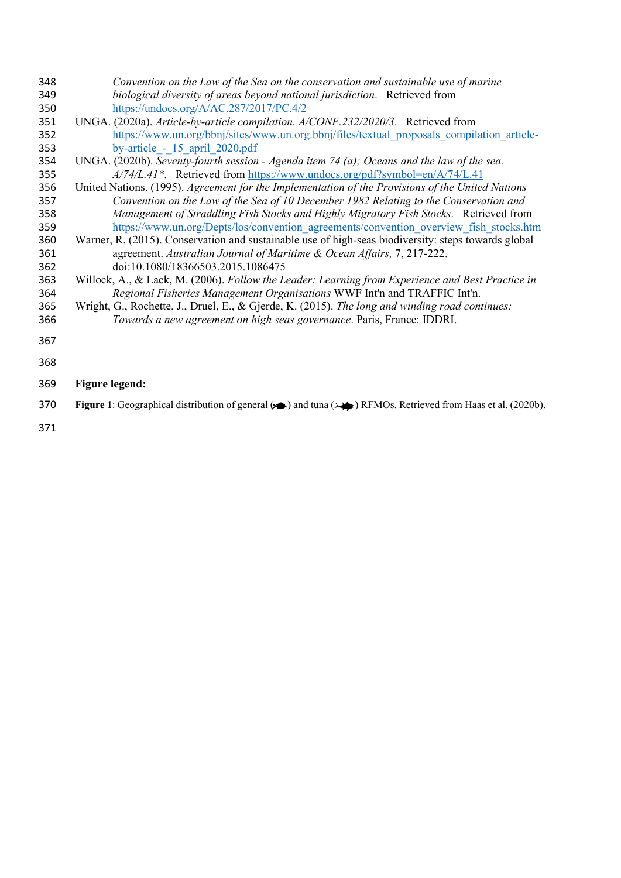*Convention on the Law of the Sea on the conservation and sustainable use of marine biological diversity of areas beyond national jurisdiction*. Retrieved from https://undocs.org/A/AC.287/2017/PC.4/2

UNGA. (2020a). *Article-by-article compilation. A/CONF.232/2020/3*. Retrieved from https://www.un.org/bbnj/sites/www.un.org.bbnj/files/textual_proposals_compilation_article-by-article_-_15_april_2020.pdf

UNGA. (2020b). *Seventy-fourth session - Agenda item 74 (a); Oceans and the law of the sea. A/74/L.41**. Retrieved from https://www.undocs.org/pdf?symbol=en/A/74/L.41

United Nations. (1995). *Agreement for the Implementation of the Provisions of the United Nations Convention on the Law of the Sea of 10 December 1982 Relating to the Conservation and Management of Straddling Fish Stocks and Highly Migratory Fish Stocks*. Retrieved from https://www.un.org/Depts/los/convention_agreements/convention_overview_fish_stocks.htm

Warner, R. (2015). Conservation and sustainable use of high-seas biodiversity: steps towards global agreement. *Australian Journal of Maritime & Ocean Affairs,* 7, 217-222. doi:10.1080/18366503.2015.1086475

Willock, A., & Lack, M. (2006). *Follow the Leader: Learning from Experience and Best Practice in Regional Fisheries Management Organisations* WWF Int'n and TRAFFIC Int'n.

Wright, G., Rochette, J., Druel, E., & Gjerde, K. (2015). *The long and winding road continues: Towards a new agreement on high seas governance*. Paris, France: IDDRI.

**Figure legend:**

**Figure 1**: Geographical distribution of general (🐟) and tuna (🐟) RFMOs. Retrieved from Haas et al. (2020b).